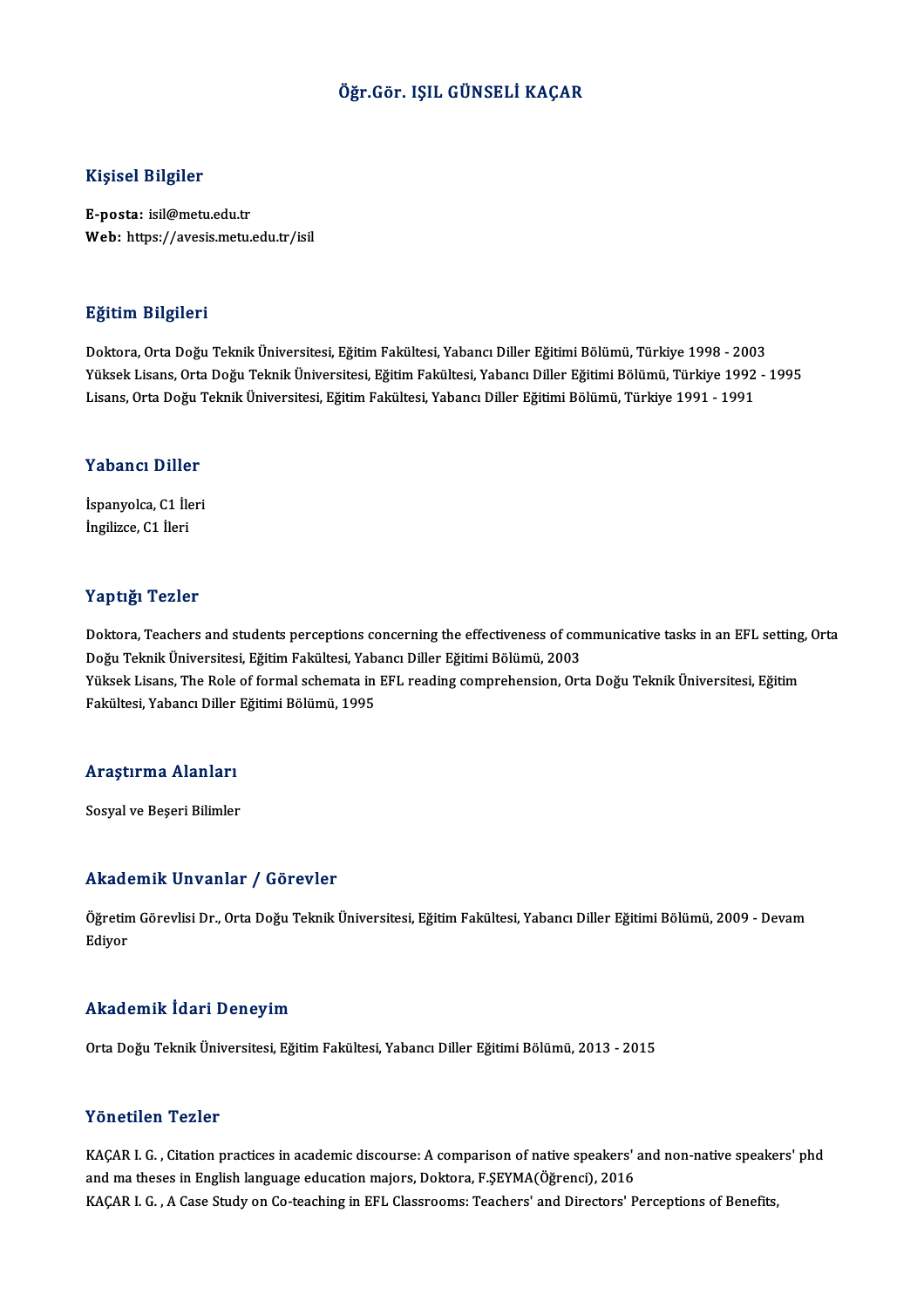# Öğr.Gör. IŞIL GÜNSELİ KAÇAR

## Kişisel Bilgiler

**E-posta:** isil@metu.edu.tr
**Web:** https://avesis.metu.edu.tr/isil

## Eğitim Bilgileri

Doktora, Orta Doğu Teknik Üniversitesi, Eğitim Fakültesi, Yabancı Diller Eğitimi Bölümü, Türkiye 1998 - 2003
Yüksek Lisans, Orta Doğu Teknik Üniversitesi, Eğitim Fakültesi, Yabancı Diller Eğitimi Bölümü, Türkiye 1992 - 1995
Lisans, Orta Doğu Teknik Üniversitesi, Eğitim Fakültesi, Yabancı Diller Eğitimi Bölümü, Türkiye 1991 - 1991

## Yabancı Diller

İspanyolca, C1 İleri
İngilizce, C1 İleri

## Yaptığı Tezler

Doktora, Teachers and students perceptions concerning the effectiveness of communicative tasks in an EFL setting, Orta Doğu Teknik Üniversitesi, Eğitim Fakültesi, Yabancı Diller Eğitimi Bölümü, 2003
Yüksek Lisans, The Role of formal schemata in EFL reading comprehension, Orta Doğu Teknik Üniversitesi, Eğitim Fakültesi, Yabancı Diller Eğitimi Bölümü, 1995

## Araştırma Alanları

Sosyal ve Beşeri Bilimler

## Akademik Unvanlar / Görevler

Öğretim Görevlisi Dr., Orta Doğu Teknik Üniversitesi, Eğitim Fakültesi, Yabancı Diller Eğitimi Bölümü, 2009 - Devam Ediyor

## Akademik İdari Deneyim

Orta Doğu Teknik Üniversitesi, Eğitim Fakültesi, Yabancı Diller Eğitimi Bölümü, 2013 - 2015

## Yönetilen Tezler

KAÇAR I. G. , Citation practices in academic discourse: A comparison of native speakers' and non-native speakers' phd and ma theses in English language education majors, Doktora, F.ŞEYMA(Öğrenci), 2016
KAÇAR I. G. , A Case Study on Co-teaching in EFL Classrooms: Teachers' and Directors' Perceptions of Benefits,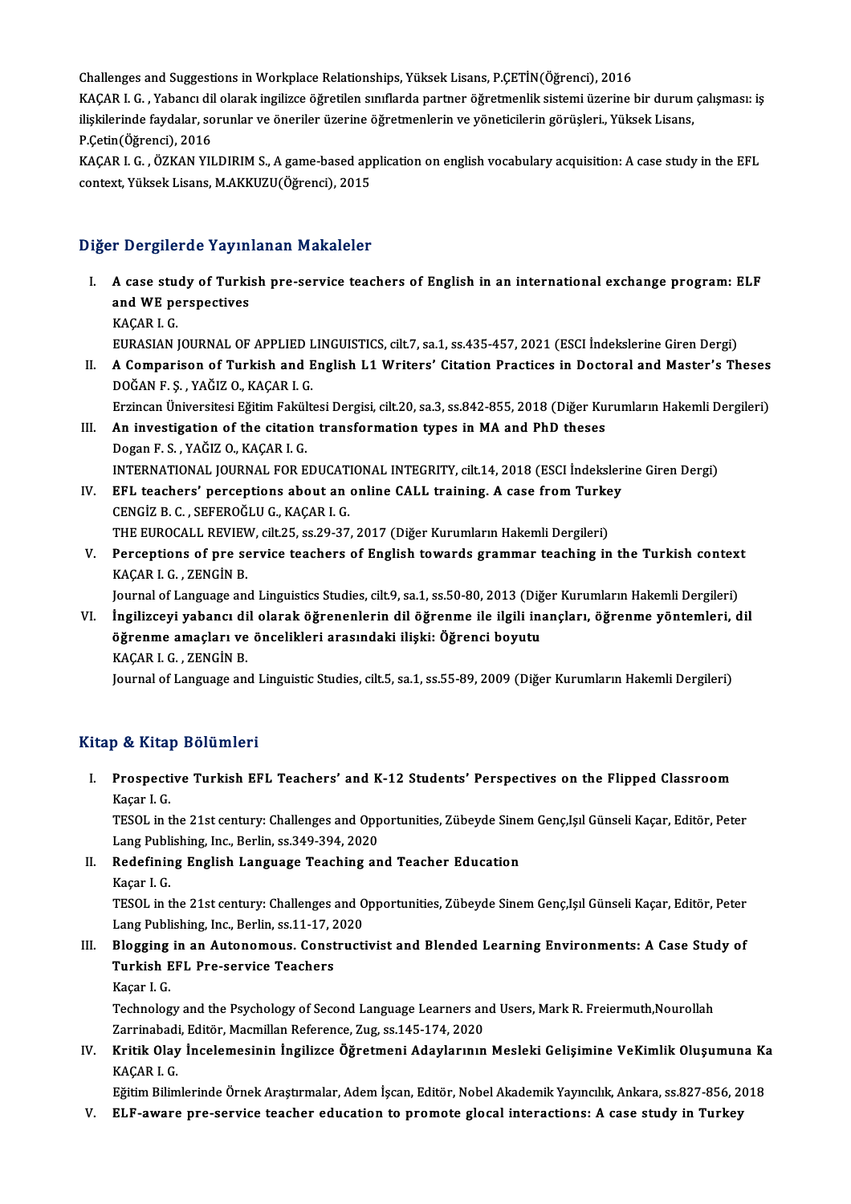Challenges and Suggestions in Workplace Relationships, Yüksek Lisans, P.ÇETİN(Öğrenci), 2016

KAÇAR I. G. , Yabancı dil olarak ingilizce öğretilen sınıflarda partner öğretmenlik sistemi üzerine bir durum çalışması: iş ilişkilerinde faydalar, sorunlar ve öneriler üzerine öğretmenlerin ve yöneticilerin görüşleri., Yüksek Lisans, P.Çetin(Öğrenci), 2016

KAÇAR I. G. , ÖZKAN YILDIRIM S., A game-based application on english vocabulary acquisition: A case study in the EFL context, Yüksek Lisans, M.AKKUZU(Öğrenci), 2015

## Diğer Dergilerde Yayınlanan Makaleler

I. **A case study of Turkish pre-service teachers of English in an international exchange program: ELF and WE perspectives**
   KAÇAR I. G.
   EURASIAN JOURNAL OF APPLIED LINGUISTICS, cilt.7, sa.1, ss.435-457, 2021 (ESCI İndekslerine Giren Dergi)
II. **A Comparison of Turkish and English L1 Writers' Citation Practices in Doctoral and Master's Theses**
   DOĞAN F. Ş. , YAĞIZ O., KAÇAR I. G.
   Erzincan Üniversitesi Eğitim Fakültesi Dergisi, cilt.20, sa.3, ss.842-855, 2018 (Diğer Kurumların Hakemli Dergileri)
III. **An investigation of the citation transformation types in MA and PhD theses**
   Dogan F. S. , YAĞIZ O., KAÇAR I. G.
   INTERNATIONAL JOURNAL FOR EDUCATIONAL INTEGRITY, cilt.14, 2018 (ESCI İndekslerine Giren Dergi)
IV. **EFL teachers' perceptions about an online CALL training. A case from Turkey**
   CENGİZ B. C. , SEFEROĞLU G., KAÇAR I. G.
   THE EUROCALL REVIEW, cilt.25, ss.29-37, 2017 (Diğer Kurumların Hakemli Dergileri)
V. **Perceptions of pre service teachers of English towards grammar teaching in the Turkish context**
   KAÇAR I. G. , ZENGİN B.
   Journal of Language and Linguistics Studies, cilt.9, sa.1, ss.50-80, 2013 (Diğer Kurumların Hakemli Dergileri)
VI. **İngilizceyi yabancı dil olarak öğrenenlerin dil öğrenme ile ilgili inançları, öğrenme yöntemleri, dil öğrenme amaçları ve öncelikleri arasındaki ilişki: Öğrenci boyutu**
   KAÇAR I. G. , ZENGİN B.
   Journal of Language and Linguistic Studies, cilt.5, sa.1, ss.55-89, 2009 (Diğer Kurumların Hakemli Dergileri)

## Kitap & Kitap Bölümleri

I. **Prospective Turkish EFL Teachers' and K-12 Students' Perspectives on the Flipped Classroom**
   Kaçar I. G.
   TESOL in the 21st century: Challenges and Opportunities, Zübeyde Sinem Genç,Işıl Günseli Kaçar, Editör, Peter Lang Publishing, Inc., Berlin, ss.349-394, 2020
II. **Redefining English Language Teaching and Teacher Education**
   Kaçar I. G.
   TESOL in the 21st century: Challenges and Opportunities, Zübeyde Sinem Genç,Işıl Günseli Kaçar, Editör, Peter Lang Publishing, Inc., Berlin, ss.11-17, 2020
III. **Blogging in an Autonomous. Constructivist and Blended Learning Environments: A Case Study of Turkish EFL Pre-service Teachers**
   Kaçar I. G.
   Technology and the Psychology of Second Language Learners and Users, Mark R. Freiermuth,Nourollah Zarrinabadi, Editör, Macmillan Reference, Zug, ss.145-174, 2020
IV. **Kritik Olay İncelemesinin İngilizce Öğretmeni Adaylarının Mesleki Gelişimine VeKimlik Oluşumuna Ka**
   KAÇAR I. G.
   Eğitim Bilimlerinde Örnek Araştırmalar, Adem İşcan, Editör, Nobel Akademik Yayıncılık, Ankara, ss.827-856, 2018
V. **ELF-aware pre-service teacher education to promote glocal interactions: A case study in Turkey**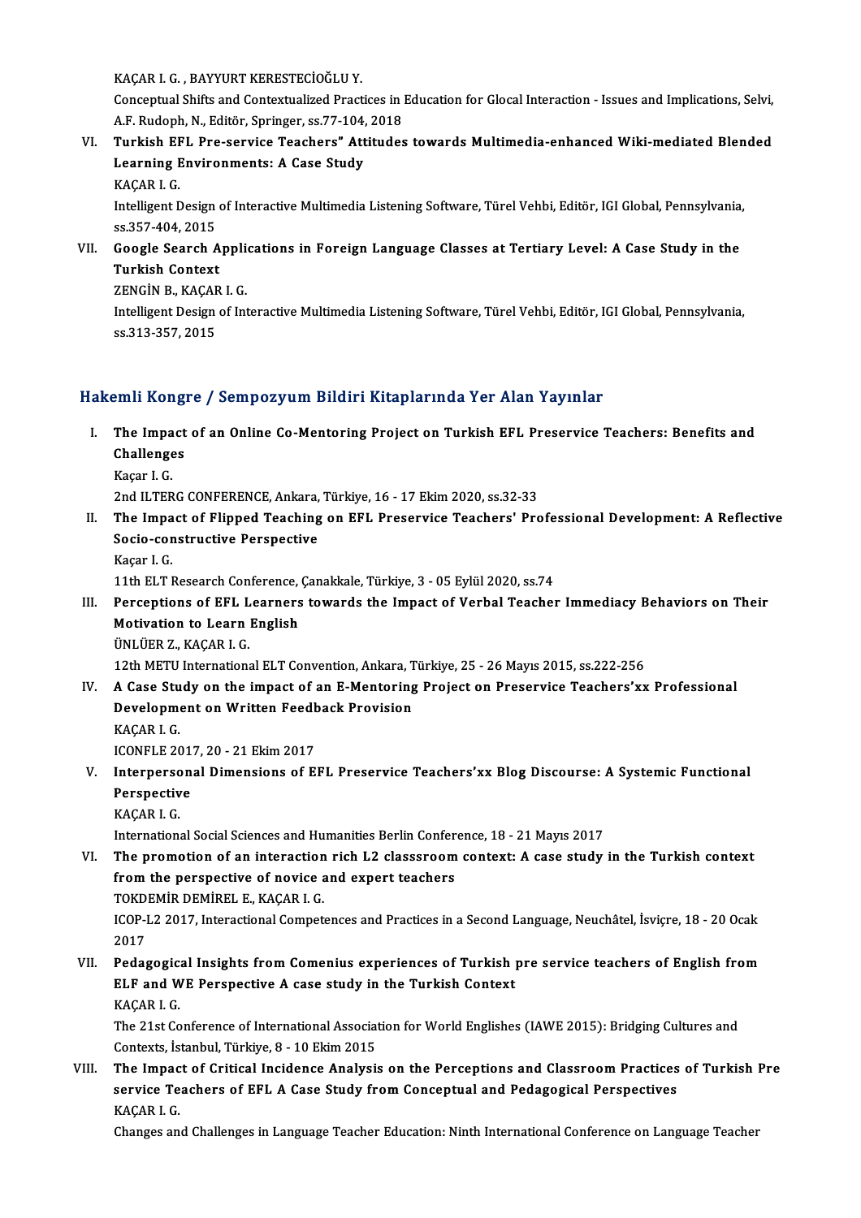KAÇAR I. G. , BAYYURT KERESTECİOĞLU Y.
Conceptual Shifts and Contextualized Practices in Education for Glocal Interaction - Issues and Implications, Selvi, A.F. Rudoph, N., Editör, Springer, ss.77-104, 2018

VI. **Turkish EFL Pre-service Teachers" Attitudes towards Multimedia-enhanced Wiki-mediated Blended Learning Environments: A Case Study**
KAÇAR I. G.
Intelligent Design of Interactive Multimedia Listening Software, Türel Vehbi, Editör, IGI Global, Pennsylvania, ss.357-404, 2015

VII. **Google Search Applications in Foreign Language Classes at Tertiary Level: A Case Study in the Turkish Context**
ZENGİN B., KAÇAR I. G.
Intelligent Design of Interactive Multimedia Listening Software, Türel Vehbi, Editör, IGI Global, Pennsylvania, ss.313-357, 2015

## Hakemli Kongre / Sempozyum Bildiri Kitaplarında Yer Alan Yayınlar

I. **The Impact of an Online Co-Mentoring Project on Turkish EFL Preservice Teachers: Benefits and Challenges**
Kaçar I. G.
2nd ILTERG CONFERENCE, Ankara, Türkiye, 16 - 17 Ekim 2020, ss.32-33

II. **The Impact of Flipped Teaching on EFL Preservice Teachers' Professional Development: A Reflective Socio-constructive Perspective**
Kaçar I. G.
11th ELT Research Conference, Çanakkale, Türkiye, 3 - 05 Eylül 2020, ss.74

III. **Perceptions of EFL Learners towards the Impact of Verbal Teacher Immediacy Behaviors on Their Motivation to Learn English**
ÜNLÜER Z., KAÇAR I. G.
12th METU International ELT Convention, Ankara, Türkiye, 25 - 26 Mayıs 2015, ss.222-256

IV. **A Case Study on the impact of an E-Mentoring Project on Preservice Teachers'xx Professional Development on Written Feedback Provision**
KAÇAR I. G.
ICONFLE 2017, 20 - 21 Ekim 2017

V. **Interpersonal Dimensions of EFL Preservice Teachers'xx Blog Discourse: A Systemic Functional Perspective**
KAÇAR I. G.
International Social Sciences and Humanities Berlin Conference, 18 - 21 Mayıs 2017

VI. **The promotion of an interaction rich L2 classsroom context: A case study in the Turkish context from the perspective of novice and expert teachers**
TOKDEMİR DEMİREL E., KAÇAR I. G.
ICOP-L2 2017, Interactional Competences and Practices in a Second Language, Neuchâtel, İsviçre, 18 - 20 Ocak 2017

VII. **Pedagogical Insights from Comenius experiences of Turkish pre service teachers of English from ELF and WE Perspective A case study in the Turkish Context**
KAÇAR I. G.
The 21st Conference of International Association for World Englishes (IAWE 2015): Bridging Cultures and Contexts, İstanbul, Türkiye, 8 - 10 Ekim 2015

VIII. **The Impact of Critical Incidence Analysis on the Perceptions and Classroom Practices of Turkish Pre service Teachers of EFL A Case Study from Conceptual and Pedagogical Perspectives**
KAÇAR I. G.
Changes and Challenges in Language Teacher Education: Ninth International Conference on Language Teacher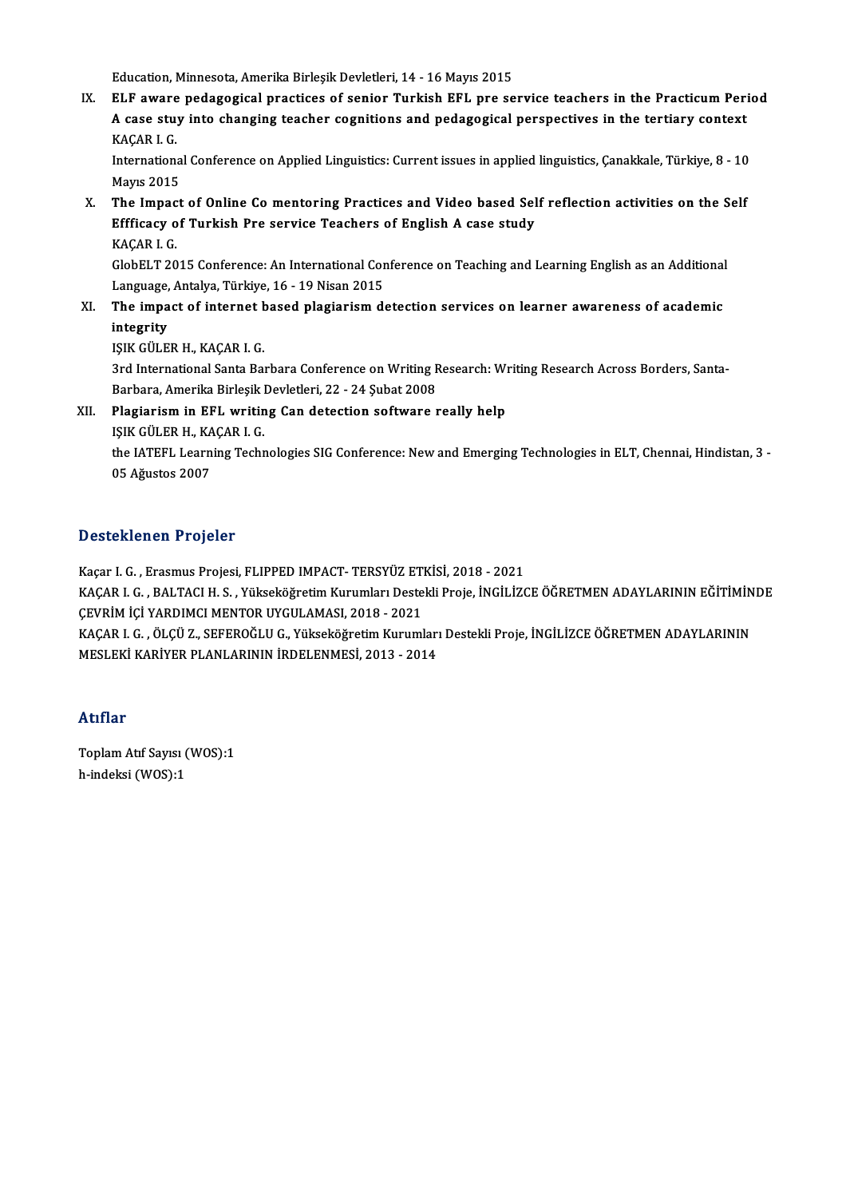Education, Minnesota, Amerika Birleşik Devletleri, 14 - 16 Mayıs 2015

IX. **ELF aware pedagogical practices of senior Turkish EFL pre service teachers in the Practicum Period A case stuy into changing teacher cognitions and pedagogical perspectives in the tertiary context**
KAÇAR I. G.
International Conference on Applied Linguistics: Current issues in applied linguistics, Çanakkale, Türkiye, 8 - 10 Mayıs 2015

X. **The Impact of Online Co mentoring Practices and Video based Self reflection activities on the Self Effficacy of Turkish Pre service Teachers of English A case study**
KAÇAR I. G.
GlobELT 2015 Conference: An International Conference on Teaching and Learning English as an Additional Language, Antalya, Türkiye, 16 - 19 Nisan 2015

XI. **The impact of internet based plagiarism detection services on learner awareness of academic integrity**
IŞIK GÜLER H., KAÇAR I. G.
3rd International Santa Barbara Conference on Writing Research: Writing Research Across Borders, Santa-Barbara, Amerika Birleşik Devletleri, 22 - 24 Şubat 2008

XII. **Plagiarism in EFL writing Can detection software really help**
IŞIK GÜLER H., KAÇAR I. G.
the IATEFL Learning Technologies SIG Conference: New and Emerging Technologies in ELT, Chennai, Hindistan, 3 - 05 Ağustos 2007

## Desteklenen Projeler

Kaçar I. G. , Erasmus Projesi, FLIPPED IMPACT- TERSYÜZ ETKİSİ, 2018 - 2021

KAÇAR I. G. , BALTACI H. S. , Yükseköğretim Kurumları Destekli Proje, İNGİLİZCE ÖĞRETMEN ADAYLARININ EĞİTİMİNDE ÇEVRİM İÇİ YARDIMCI MENTOR UYGULAMASI, 2018 - 2021

KAÇAR I. G. , ÖLÇÜ Z., SEFEROĞLU G., Yükseköğretim Kurumları Destekli Proje, İNGİLİZCE ÖĞRETMEN ADAYLARININ MESLEKİ KARİYER PLANLARININ İRDELENMESİ, 2013 - 2014

## Atıflar

Toplam Atıf Sayısı (WOS):1
h-indeksi (WOS):1